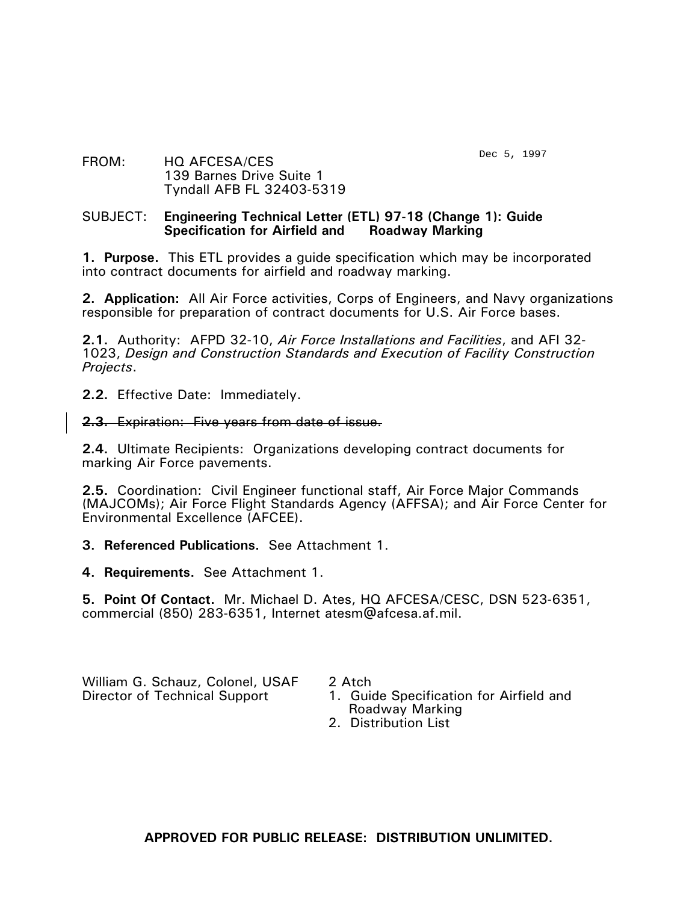Dec 5, 1997

FROM: HQ AFCESA/CES
139 Barnes Drive Suite 1
Tyndall AFB FL 32403-5319

SUBJECT: **Engineering Technical Letter (ETL) 97-18 (Change 1): Guide Specification for Airfield and Roadway Marking**

**1. Purpose.** This ETL provides a guide specification which may be incorporated into contract documents for airfield and roadway marking.

**2. Application:** All Air Force activities, Corps of Engineers, and Navy organizations responsible for preparation of contract documents for U.S. Air Force bases.

**2.1.** Authority: AFPD 32-10, *Air Force Installations and Facilities*, and AFI 32-1023, *Design and Construction Standards and Execution of Facility Construction Projects*.

**2.2.** Effective Date: Immediately.

~~**2.3.** Expiration: Five years from date of issue.~~

**2.4.** Ultimate Recipients: Organizations developing contract documents for marking Air Force pavements.

**2.5.** Coordination: Civil Engineer functional staff, Air Force Major Commands (MAJCOMs); Air Force Flight Standards Agency (AFFSA); and Air Force Center for Environmental Excellence (AFCEE).

**3. Referenced Publications.** See Attachment 1.

**4. Requirements.** See Attachment 1.

**5. Point Of Contact.** Mr. Michael D. Ates, HQ AFCESA/CESC, DSN 523-6351, commercial (850) 283-6351, Internet atesm@afcesa.af.mil.

William G. Schauz, Colonel, USAF
Director of Technical Support

2 Atch
1. Guide Specification for Airfield and Roadway Marking
2. Distribution List

**APPROVED FOR PUBLIC RELEASE: DISTRIBUTION UNLIMITED.**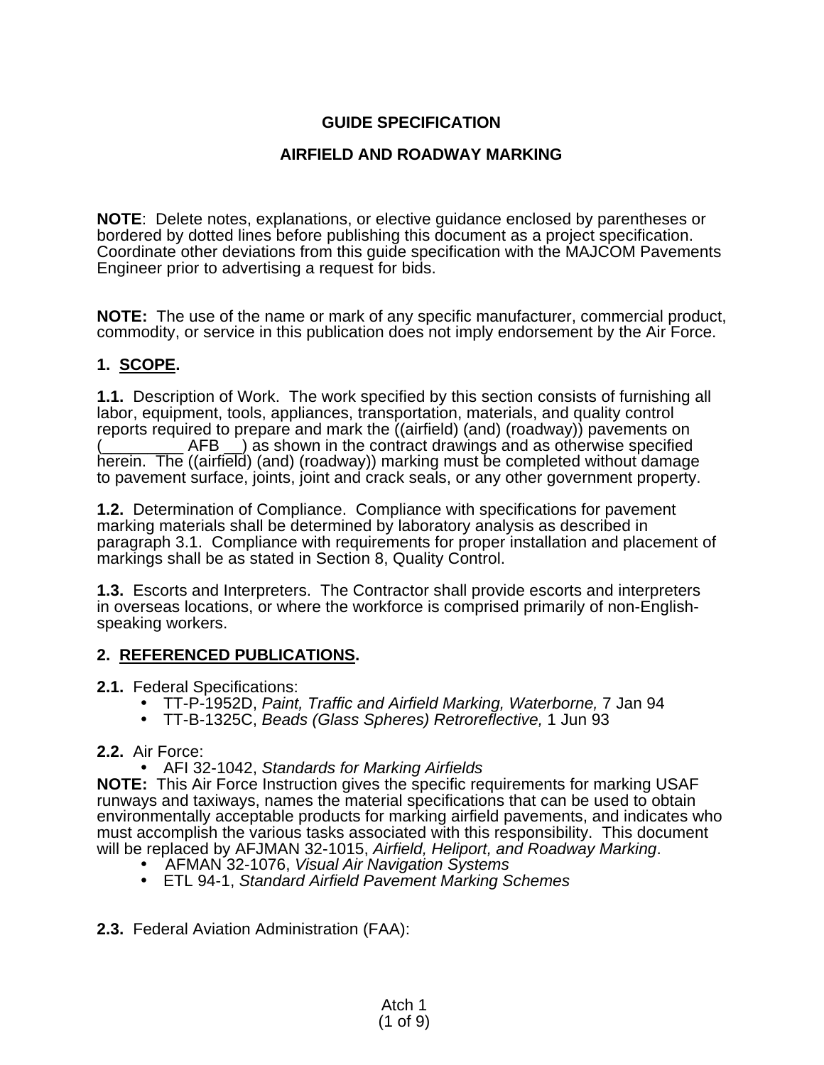**GUIDE SPECIFICATION**

**AIRFIELD AND ROADWAY MARKING**

**NOTE**: Delete notes, explanations, or elective guidance enclosed by parentheses or bordered by dotted lines before publishing this document as a project specification. Coordinate other deviations from this guide specification with the MAJCOM Pavements Engineer prior to advertising a request for bids.

**NOTE:** The use of the name or mark of any specific manufacturer, commercial product, commodity, or service in this publication does not imply endorsement by the Air Force.

## 1. SCOPE.

**1.1.** Description of Work. The work specified by this section consists of furnishing all labor, equipment, tools, appliances, transportation, materials, and quality control reports required to prepare and mark the ((airfield) (and) (roadway)) pavements on (_________ AFB __) as shown in the contract drawings and as otherwise specified herein. The ((airfield) (and) (roadway)) marking must be completed without damage to pavement surface, joints, joint and crack seals, or any other government property.

**1.2.** Determination of Compliance. Compliance with specifications for pavement marking materials shall be determined by laboratory analysis as described in paragraph 3.1. Compliance with requirements for proper installation and placement of markings shall be as stated in Section 8, Quality Control.

**1.3.** Escorts and Interpreters. The Contractor shall provide escorts and interpreters in overseas locations, or where the workforce is comprised primarily of non-English-speaking workers.

## 2. REFERENCED PUBLICATIONS.

**2.1.** Federal Specifications:

- TT-P-1952D, *Paint, Traffic and Airfield Marking, Waterborne,* 7 Jan 94
- TT-B-1325C, *Beads (Glass Spheres) Retroreflective,* 1 Jun 93

**2.2.** Air Force:

- AFI 32-1042, *Standards for Marking Airfields*

**NOTE:** This Air Force Instruction gives the specific requirements for marking USAF runways and taxiways, names the material specifications that can be used to obtain environmentally acceptable products for marking airfield pavements, and indicates who must accomplish the various tasks associated with this responsibility. This document will be replaced by AFJMAN 32-1015, *Airfield, Heliport, and Roadway Marking*.

- AFMAN 32-1076, *Visual Air Navigation Systems*
- ETL 94-1, *Standard Airfield Pavement Marking Schemes*

**2.3.** Federal Aviation Administration (FAA):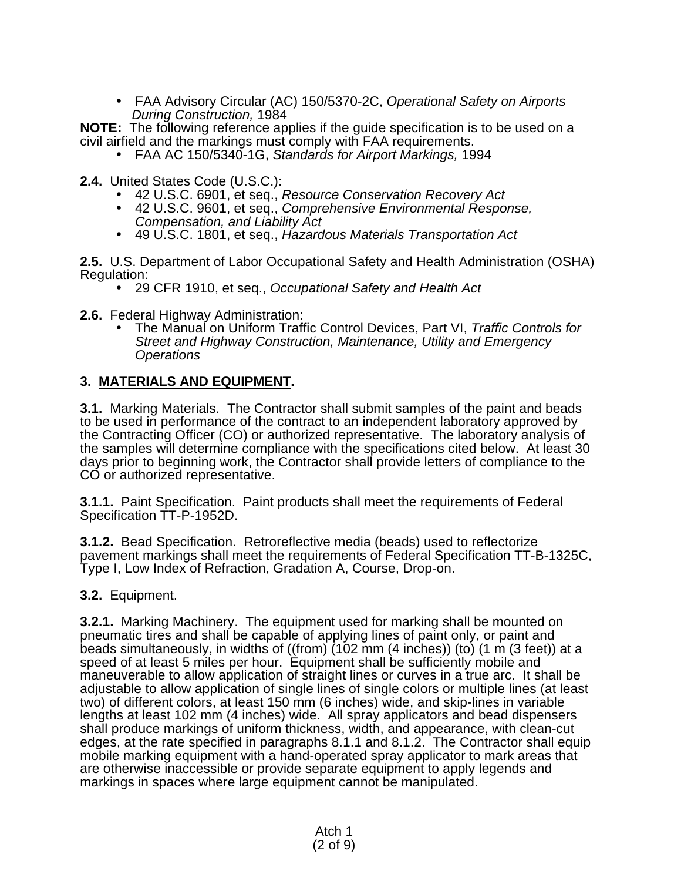- FAA Advisory Circular (AC) 150/5370-2C, *Operational Safety on Airports During Construction,* 1984

**NOTE:** The following reference applies if the guide specification is to be used on a civil airfield and the markings must comply with FAA requirements.

- FAA AC 150/5340-1G, *Standards for Airport Markings,* 1994

**2.4.** United States Code (U.S.C.):

- 42 U.S.C. 6901, et seq., *Resource Conservation Recovery Act*
- 42 U.S.C. 9601, et seq., *Comprehensive Environmental Response, Compensation, and Liability Act*
- 49 U.S.C. 1801, et seq., *Hazardous Materials Transportation Act*

**2.5.** U.S. Department of Labor Occupational Safety and Health Administration (OSHA) Regulation:

- 29 CFR 1910, et seq., *Occupational Safety and Health Act*

**2.6.** Federal Highway Administration:

- The Manual on Uniform Traffic Control Devices, Part VI, *Traffic Controls for Street and Highway Construction, Maintenance, Utility and Emergency Operations*

## 3. <u>MATERIALS AND EQUIPMENT</u>.

**3.1.** Marking Materials. The Contractor shall submit samples of the paint and beads to be used in performance of the contract to an independent laboratory approved by the Contracting Officer (CO) or authorized representative. The laboratory analysis of the samples will determine compliance with the specifications cited below. At least 30 days prior to beginning work, the Contractor shall provide letters of compliance to the CO or authorized representative.

**3.1.1.** Paint Specification. Paint products shall meet the requirements of Federal Specification TT-P-1952D.

**3.1.2.** Bead Specification. Retroreflective media (beads) used to reflectorize pavement markings shall meet the requirements of Federal Specification TT-B-1325C, Type I, Low Index of Refraction, Gradation A, Course, Drop-on.

**3.2.** Equipment.

**3.2.1.** Marking Machinery. The equipment used for marking shall be mounted on pneumatic tires and shall be capable of applying lines of paint only, or paint and beads simultaneously, in widths of ((from) (102 mm (4 inches)) (to) (1 m (3 feet)) at a speed of at least 5 miles per hour. Equipment shall be sufficiently mobile and maneuverable to allow application of straight lines or curves in a true arc. It shall be adjustable to allow application of single lines of single colors or multiple lines (at least two) of different colors, at least 150 mm (6 inches) wide, and skip-lines in variable lengths at least 102 mm (4 inches) wide. All spray applicators and bead dispensers shall produce markings of uniform thickness, width, and appearance, with clean-cut edges, at the rate specified in paragraphs 8.1.1 and 8.1.2. The Contractor shall equip mobile marking equipment with a hand-operated spray applicator to mark areas that are otherwise inaccessible or provide separate equipment to apply legends and markings in spaces where large equipment cannot be manipulated.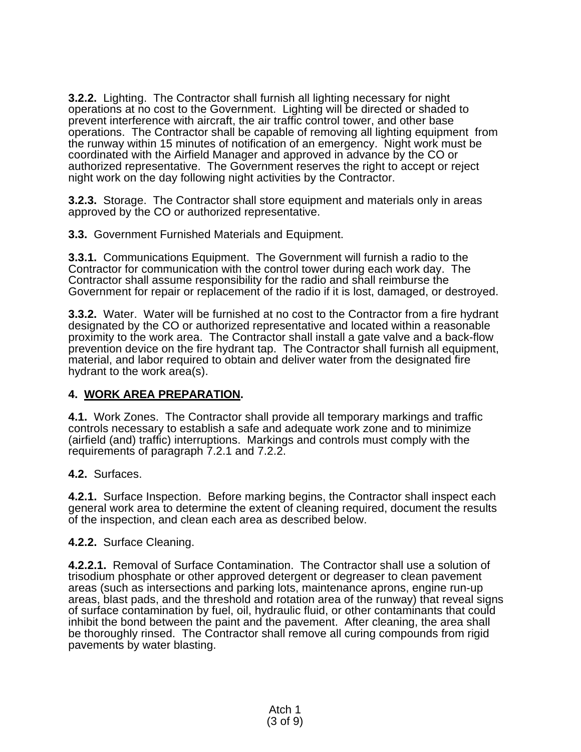**3.2.2.** Lighting. The Contractor shall furnish all lighting necessary for night operations at no cost to the Government. Lighting will be directed or shaded to prevent interference with aircraft, the air traffic control tower, and other base operations. The Contractor shall be capable of removing all lighting equipment from the runway within 15 minutes of notification of an emergency. Night work must be coordinated with the Airfield Manager and approved in advance by the CO or authorized representative. The Government reserves the right to accept or reject night work on the day following night activities by the Contractor.

**3.2.3.** Storage. The Contractor shall store equipment and materials only in areas approved by the CO or authorized representative.

**3.3.** Government Furnished Materials and Equipment.

**3.3.1.** Communications Equipment. The Government will furnish a radio to the Contractor for communication with the control tower during each work day. The Contractor shall assume responsibility for the radio and shall reimburse the Government for repair or replacement of the radio if it is lost, damaged, or destroyed.

**3.3.2.** Water. Water will be furnished at no cost to the Contractor from a fire hydrant designated by the CO or authorized representative and located within a reasonable proximity to the work area. The Contractor shall install a gate valve and a back-flow prevention device on the fire hydrant tap. The Contractor shall furnish all equipment, material, and labor required to obtain and deliver water from the designated fire hydrant to the work area(s).

## 4. <u>WORK AREA PREPARATION</u>.

**4.1.** Work Zones. The Contractor shall provide all temporary markings and traffic controls necessary to establish a safe and adequate work zone and to minimize (airfield (and) traffic) interruptions. Markings and controls must comply with the requirements of paragraph 7.2.1 and 7.2.2.

**4.2.** Surfaces.

**4.2.1.** Surface Inspection. Before marking begins, the Contractor shall inspect each general work area to determine the extent of cleaning required, document the results of the inspection, and clean each area as described below.

**4.2.2.** Surface Cleaning.

**4.2.2.1.** Removal of Surface Contamination. The Contractor shall use a solution of trisodium phosphate or other approved detergent or degreaser to clean pavement areas (such as intersections and parking lots, maintenance aprons, engine run-up areas, blast pads, and the threshold and rotation area of the runway) that reveal signs of surface contamination by fuel, oil, hydraulic fluid, or other contaminants that could inhibit the bond between the paint and the pavement. After cleaning, the area shall be thoroughly rinsed. The Contractor shall remove all curing compounds from rigid pavements by water blasting.

Atch 1
(3 of 9)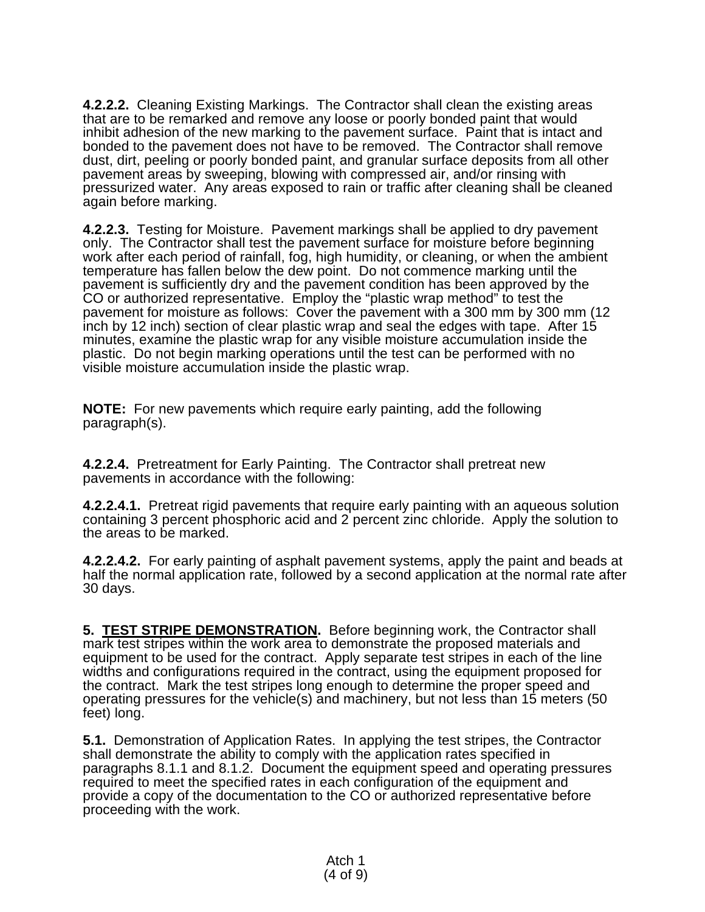**4.2.2.2.** Cleaning Existing Markings. The Contractor shall clean the existing areas that are to be remarked and remove any loose or poorly bonded paint that would inhibit adhesion of the new marking to the pavement surface. Paint that is intact and bonded to the pavement does not have to be removed. The Contractor shall remove dust, dirt, peeling or poorly bonded paint, and granular surface deposits from all other pavement areas by sweeping, blowing with compressed air, and/or rinsing with pressurized water. Any areas exposed to rain or traffic after cleaning shall be cleaned again before marking.

**4.2.2.3.** Testing for Moisture. Pavement markings shall be applied to dry pavement only. The Contractor shall test the pavement surface for moisture before beginning work after each period of rainfall, fog, high humidity, or cleaning, or when the ambient temperature has fallen below the dew point. Do not commence marking until the pavement is sufficiently dry and the pavement condition has been approved by the CO or authorized representative. Employ the "plastic wrap method" to test the pavement for moisture as follows: Cover the pavement with a 300 mm by 300 mm (12 inch by 12 inch) section of clear plastic wrap and seal the edges with tape. After 15 minutes, examine the plastic wrap for any visible moisture accumulation inside the plastic. Do not begin marking operations until the test can be performed with no visible moisture accumulation inside the plastic wrap.

**NOTE:** For new pavements which require early painting, add the following paragraph(s).

**4.2.2.4.** Pretreatment for Early Painting. The Contractor shall pretreat new pavements in accordance with the following:

**4.2.2.4.1.** Pretreat rigid pavements that require early painting with an aqueous solution containing 3 percent phosphoric acid and 2 percent zinc chloride. Apply the solution to the areas to be marked.

**4.2.2.4.2.** For early painting of asphalt pavement systems, apply the paint and beads at half the normal application rate, followed by a second application at the normal rate after 30 days.

**5. <u>TEST STRIPE DEMONSTRATION</u>.** Before beginning work, the Contractor shall mark test stripes within the work area to demonstrate the proposed materials and equipment to be used for the contract. Apply separate test stripes in each of the line widths and configurations required in the contract, using the equipment proposed for the contract. Mark the test stripes long enough to determine the proper speed and operating pressures for the vehicle(s) and machinery, but not less than 15 meters (50 feet) long.

**5.1.** Demonstration of Application Rates. In applying the test stripes, the Contractor shall demonstrate the ability to comply with the application rates specified in paragraphs 8.1.1 and 8.1.2. Document the equipment speed and operating pressures required to meet the specified rates in each configuration of the equipment and provide a copy of the documentation to the CO or authorized representative before proceeding with the work.

Atch 1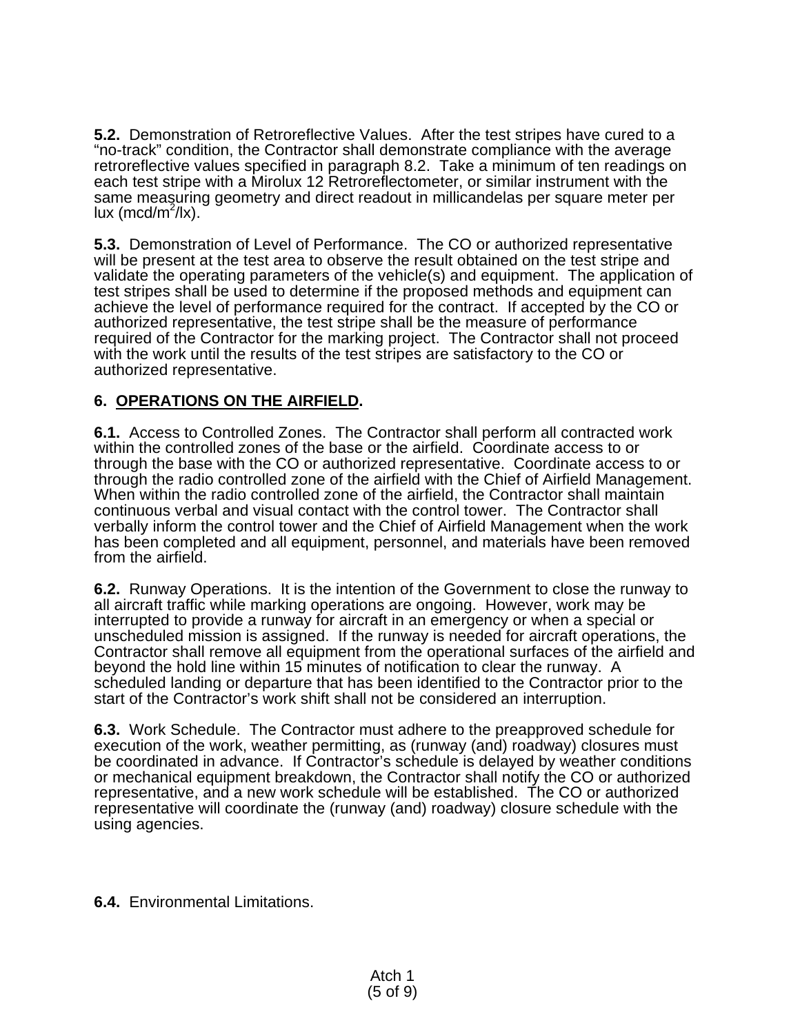**5.2.** Demonstration of Retroreflective Values. After the test stripes have cured to a "no-track" condition, the Contractor shall demonstrate compliance with the average retroreflective values specified in paragraph 8.2. Take a minimum of ten readings on each test stripe with a Mirolux 12 Retroreflectometer, or similar instrument with the same measuring geometry and direct readout in millicandelas per square meter per lux (mcd/$m^2$/lx).

**5.3.** Demonstration of Level of Performance. The CO or authorized representative will be present at the test area to observe the result obtained on the test stripe and validate the operating parameters of the vehicle(s) and equipment. The application of test stripes shall be used to determine if the proposed methods and equipment can achieve the level of performance required for the contract. If accepted by the CO or authorized representative, the test stripe shall be the measure of performance required of the Contractor for the marking project. The Contractor shall not proceed with the work until the results of the test stripes are satisfactory to the CO or authorized representative.

## 6. OPERATIONS ON THE AIRFIELD.

**6.1.** Access to Controlled Zones. The Contractor shall perform all contracted work within the controlled zones of the base or the airfield. Coordinate access to or through the base with the CO or authorized representative. Coordinate access to or through the radio controlled zone of the airfield with the Chief of Airfield Management. When within the radio controlled zone of the airfield, the Contractor shall maintain continuous verbal and visual contact with the control tower. The Contractor shall verbally inform the control tower and the Chief of Airfield Management when the work has been completed and all equipment, personnel, and materials have been removed from the airfield.

**6.2.** Runway Operations. It is the intention of the Government to close the runway to all aircraft traffic while marking operations are ongoing. However, work may be interrupted to provide a runway for aircraft in an emergency or when a special or unscheduled mission is assigned. If the runway is needed for aircraft operations, the Contractor shall remove all equipment from the operational surfaces of the airfield and beyond the hold line within 15 minutes of notification to clear the runway. A scheduled landing or departure that has been identified to the Contractor prior to the start of the Contractor's work shift shall not be considered an interruption.

**6.3.** Work Schedule. The Contractor must adhere to the preapproved schedule for execution of the work, weather permitting, as (runway (and) roadway) closures must be coordinated in advance. If Contractor's schedule is delayed by weather conditions or mechanical equipment breakdown, the Contractor shall notify the CO or authorized representative, and a new work schedule will be established. The CO or authorized representative will coordinate the (runway (and) roadway) closure schedule with the using agencies.

**6.4.** Environmental Limitations.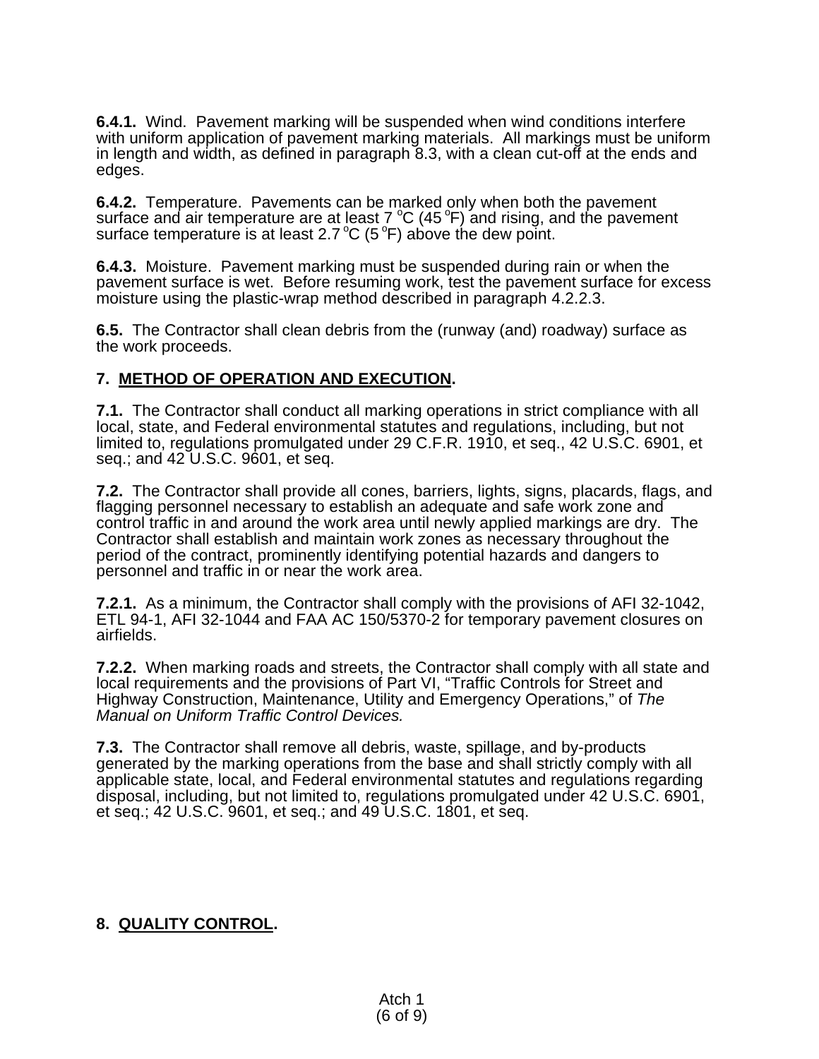**6.4.1.** Wind. Pavement marking will be suspended when wind conditions interfere with uniform application of pavement marking materials. All markings must be uniform in length and width, as defined in paragraph 8.3, with a clean cut-off at the ends and edges.

**6.4.2.** Temperature. Pavements can be marked only when both the pavement surface and air temperature are at least 7 $^{o}$C (45 $^{o}$F) and rising, and the pavement surface temperature is at least 2.7 $^{o}$C (5 $^{o}$F) above the dew point.

**6.4.3.** Moisture. Pavement marking must be suspended during rain or when the pavement surface is wet. Before resuming work, test the pavement surface for excess moisture using the plastic-wrap method described in paragraph 4.2.2.3.

**6.5.** The Contractor shall clean debris from the (runway (and) roadway) surface as the work proceeds.

## 7. METHOD OF OPERATION AND EXECUTION.

**7.1.** The Contractor shall conduct all marking operations in strict compliance with all local, state, and Federal environmental statutes and regulations, including, but not limited to, regulations promulgated under 29 C.F.R. 1910, et seq., 42 U.S.C. 6901, et seq.; and 42 U.S.C. 9601, et seq.

**7.2.** The Contractor shall provide all cones, barriers, lights, signs, placards, flags, and flagging personnel necessary to establish an adequate and safe work zone and control traffic in and around the work area until newly applied markings are dry. The Contractor shall establish and maintain work zones as necessary throughout the period of the contract, prominently identifying potential hazards and dangers to personnel and traffic in or near the work area.

**7.2.1.** As a minimum, the Contractor shall comply with the provisions of AFI 32-1042, ETL 94-1, AFI 32-1044 and FAA AC 150/5370-2 for temporary pavement closures on airfields.

**7.2.2.** When marking roads and streets, the Contractor shall comply with all state and local requirements and the provisions of Part VI, “Traffic Controls for Street and Highway Construction, Maintenance, Utility and Emergency Operations,” of *The Manual on Uniform Traffic Control Devices.*

**7.3.** The Contractor shall remove all debris, waste, spillage, and by-products generated by the marking operations from the base and shall strictly comply with all applicable state, local, and Federal environmental statutes and regulations regarding disposal, including, but not limited to, regulations promulgated under 42 U.S.C. 6901, et seq.; 42 U.S.C. 9601, et seq.; and 49 U.S.C. 1801, et seq.

## 8. QUALITY CONTROL.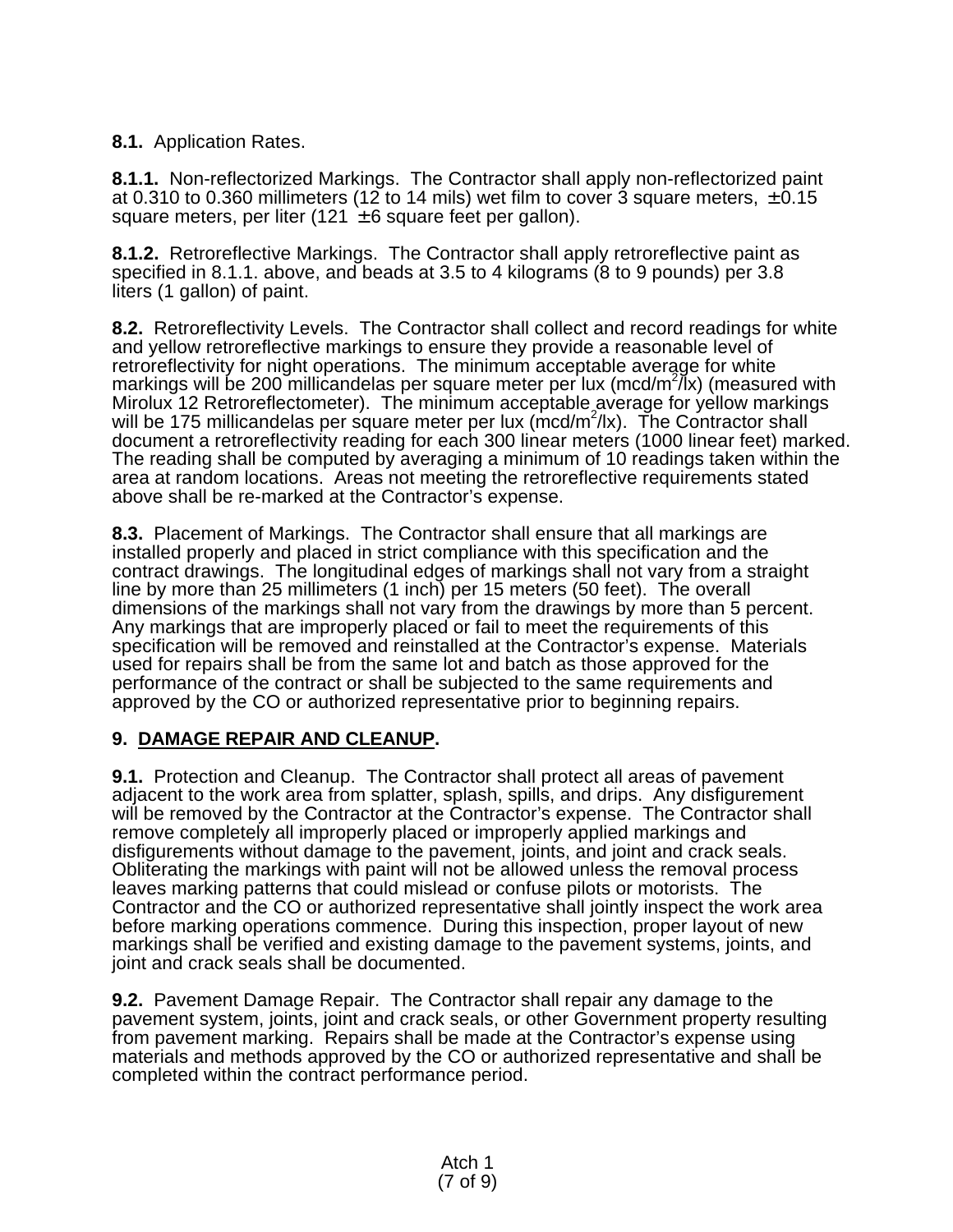**8.1.** Application Rates.

**8.1.1.** Non-reflectorized Markings. The Contractor shall apply non-reflectorized paint at 0.310 to 0.360 millimeters (12 to 14 mils) wet film to cover 3 square meters, ± 0.15 square meters, per liter (121 ± 6 square feet per gallon).

**8.1.2.** Retroreflective Markings. The Contractor shall apply retroreflective paint as specified in 8.1.1. above, and beads at 3.5 to 4 kilograms (8 to 9 pounds) per 3.8 liters (1 gallon) of paint.

**8.2.** Retroreflectivity Levels. The Contractor shall collect and record readings for white and yellow retroreflective markings to ensure they provide a reasonable level of retroreflectivity for night operations. The minimum acceptable average for white markings will be 200 millicandelas per square meter per lux (mcd/$m^2$/lx) (measured with Mirolux 12 Retroreflectometer). The minimum acceptable average for yellow markings will be 175 millicandelas per square meter per lux (mcd/$m^2$/lx). The Contractor shall document a retroreflectivity reading for each 300 linear meters (1000 linear feet) marked. The reading shall be computed by averaging a minimum of 10 readings taken within the area at random locations. Areas not meeting the retroreflective requirements stated above shall be re-marked at the Contractor's expense.

**8.3.** Placement of Markings. The Contractor shall ensure that all markings are installed properly and placed in strict compliance with this specification and the contract drawings. The longitudinal edges of markings shall not vary from a straight line by more than 25 millimeters (1 inch) per 15 meters (50 feet). The overall dimensions of the markings shall not vary from the drawings by more than 5 percent. Any markings that are improperly placed or fail to meet the requirements of this specification will be removed and reinstalled at the Contractor's expense. Materials used for repairs shall be from the same lot and batch as those approved for the performance of the contract or shall be subjected to the same requirements and approved by the CO or authorized representative prior to beginning repairs.

## 9. <u>DAMAGE REPAIR AND CLEANUP</u>.

**9.1.** Protection and Cleanup. The Contractor shall protect all areas of pavement adjacent to the work area from splatter, splash, spills, and drips. Any disfigurement will be removed by the Contractor at the Contractor's expense. The Contractor shall remove completely all improperly placed or improperly applied markings and disfigurements without damage to the pavement, joints, and joint and crack seals. Obliterating the markings with paint will not be allowed unless the removal process leaves marking patterns that could mislead or confuse pilots or motorists. The Contractor and the CO or authorized representative shall jointly inspect the work area before marking operations commence. During this inspection, proper layout of new markings shall be verified and existing damage to the pavement systems, joints, and joint and crack seals shall be documented.

**9.2.** Pavement Damage Repair. The Contractor shall repair any damage to the pavement system, joints, joint and crack seals, or other Government property resulting from pavement marking. Repairs shall be made at the Contractor's expense using materials and methods approved by the CO or authorized representative and shall be completed within the contract performance period.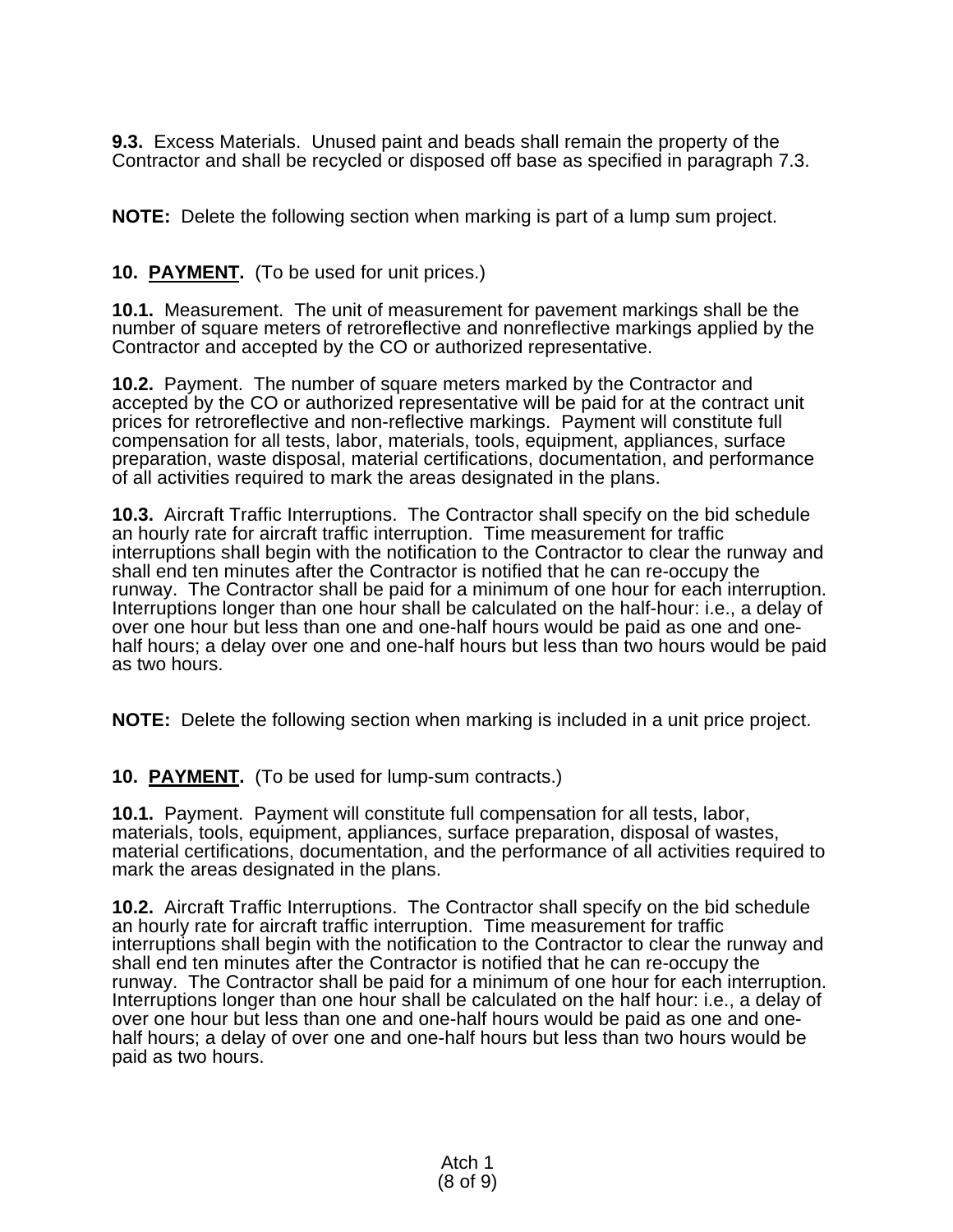**9.3.** Excess Materials. Unused paint and beads shall remain the property of the Contractor and shall be recycled or disposed off base as specified in paragraph 7.3.

**NOTE:** Delete the following section when marking is part of a lump sum project.

**10. PAYMENT.** (To be used for unit prices.)

**10.1.** Measurement. The unit of measurement for pavement markings shall be the number of square meters of retroreflective and nonreflective markings applied by the Contractor and accepted by the CO or authorized representative.

**10.2.** Payment. The number of square meters marked by the Contractor and accepted by the CO or authorized representative will be paid for at the contract unit prices for retroreflective and non-reflective markings. Payment will constitute full compensation for all tests, labor, materials, tools, equipment, appliances, surface preparation, waste disposal, material certifications, documentation, and performance of all activities required to mark the areas designated in the plans.

**10.3.** Aircraft Traffic Interruptions. The Contractor shall specify on the bid schedule an hourly rate for aircraft traffic interruption. Time measurement for traffic interruptions shall begin with the notification to the Contractor to clear the runway and shall end ten minutes after the Contractor is notified that he can re-occupy the runway. The Contractor shall be paid for a minimum of one hour for each interruption. Interruptions longer than one hour shall be calculated on the half-hour: i.e., a delay of over one hour but less than one and one-half hours would be paid as one and one-half hours; a delay over one and one-half hours but less than two hours would be paid as two hours.

**NOTE:** Delete the following section when marking is included in a unit price project.

**10. PAYMENT.** (To be used for lump-sum contracts.)

**10.1.** Payment. Payment will constitute full compensation for all tests, labor, materials, tools, equipment, appliances, surface preparation, disposal of wastes, material certifications, documentation, and the performance of all activities required to mark the areas designated in the plans.

**10.2.** Aircraft Traffic Interruptions. The Contractor shall specify on the bid schedule an hourly rate for aircraft traffic interruption. Time measurement for traffic interruptions shall begin with the notification to the Contractor to clear the runway and shall end ten minutes after the Contractor is notified that he can re-occupy the runway. The Contractor shall be paid for a minimum of one hour for each interruption. Interruptions longer than one hour shall be calculated on the half hour: i.e., a delay of over one hour but less than one and one-half hours would be paid as one and one-half hours; a delay of over one and one-half hours but less than two hours would be paid as two hours.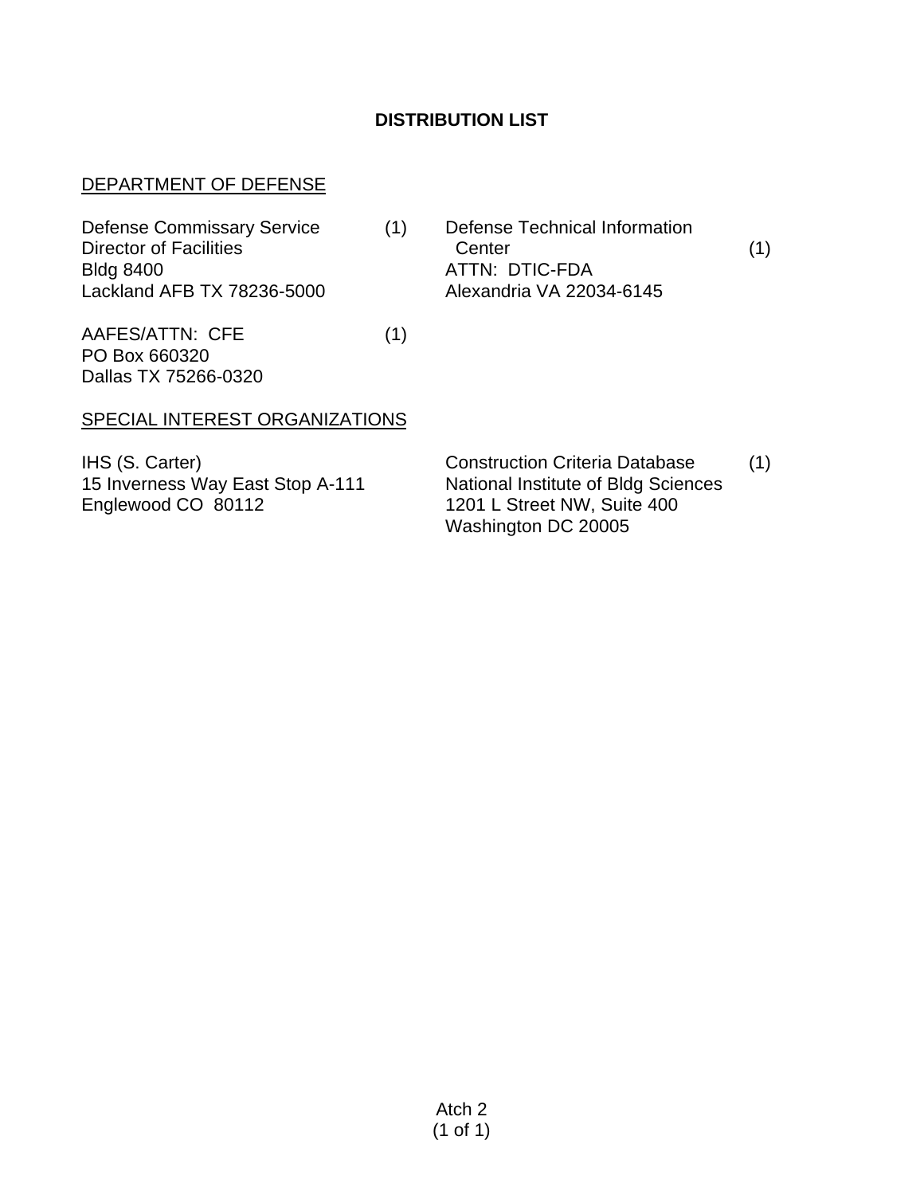**DISTRIBUTION LIST**

DEPARTMENT OF DEFENSE

Defense Commissary Service (1)
Director of Facilities
Bldg 8400
Lackland AFB TX 78236-5000

Defense Technical Information Center (1)
ATTN: DTIC-FDA
Alexandria VA 22034-6145

AAFES/ATTN: CFE (1)
PO Box 660320
Dallas TX 75266-0320

SPECIAL INTEREST ORGANIZATIONS

IHS (S. Carter)
15 Inverness Way East Stop A-111
Englewood CO 80112

Construction Criteria Database (1)
National Institute of Bldg Sciences
1201 L Street NW, Suite 400
Washington DC 20005

Atch 2